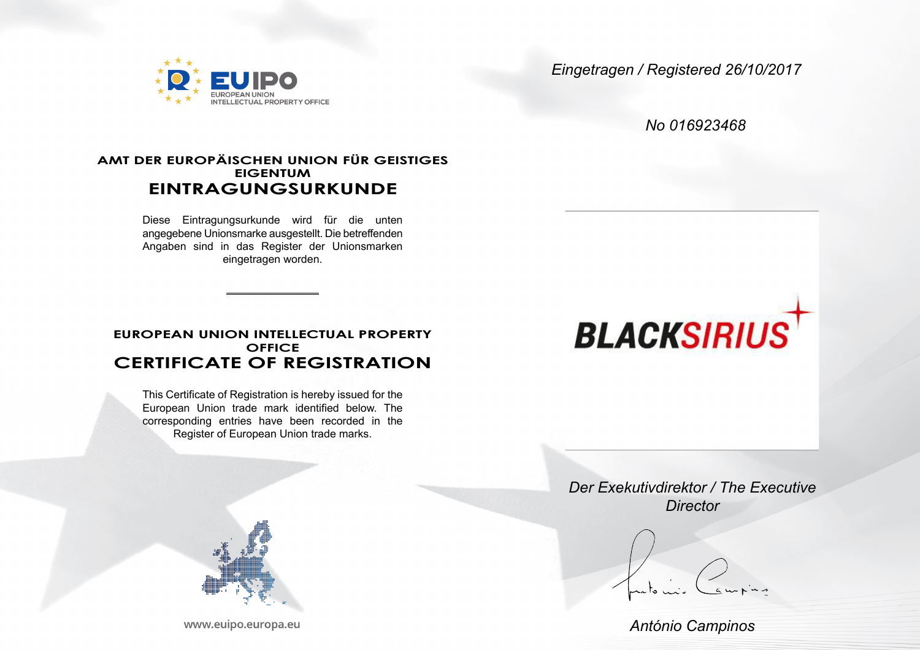EUIPO
EUROPEAN UNION
INTELLECTUAL PROPERTY OFFICE

*Eingetragen / Registered 26/10/2017*

*No 016923468*

## AMT DER EUROPÄISCHEN UNION FÜR GEISTIGES EIGENTUM

# EINTRAGUNGSURKUNDE

Diese Eintragungsurkunde wird für die unten angegebene Unionsmarke ausgestellt. Die betreffenden Angaben sind in das Register der Unionsmarken eingetragen worden.

---

## EUROPEAN UNION INTELLECTUAL PROPERTY OFFICE

# CERTIFICATE OF REGISTRATION

This Certificate of Registration is hereby issued for the European Union trade mark identified below. The corresponding entries have been recorded in the Register of European Union trade marks.

BLACKSIRIUS

*Der Exekutivdirektor / The Executive Director*

*António Campinos*

www.euipo.europa.eu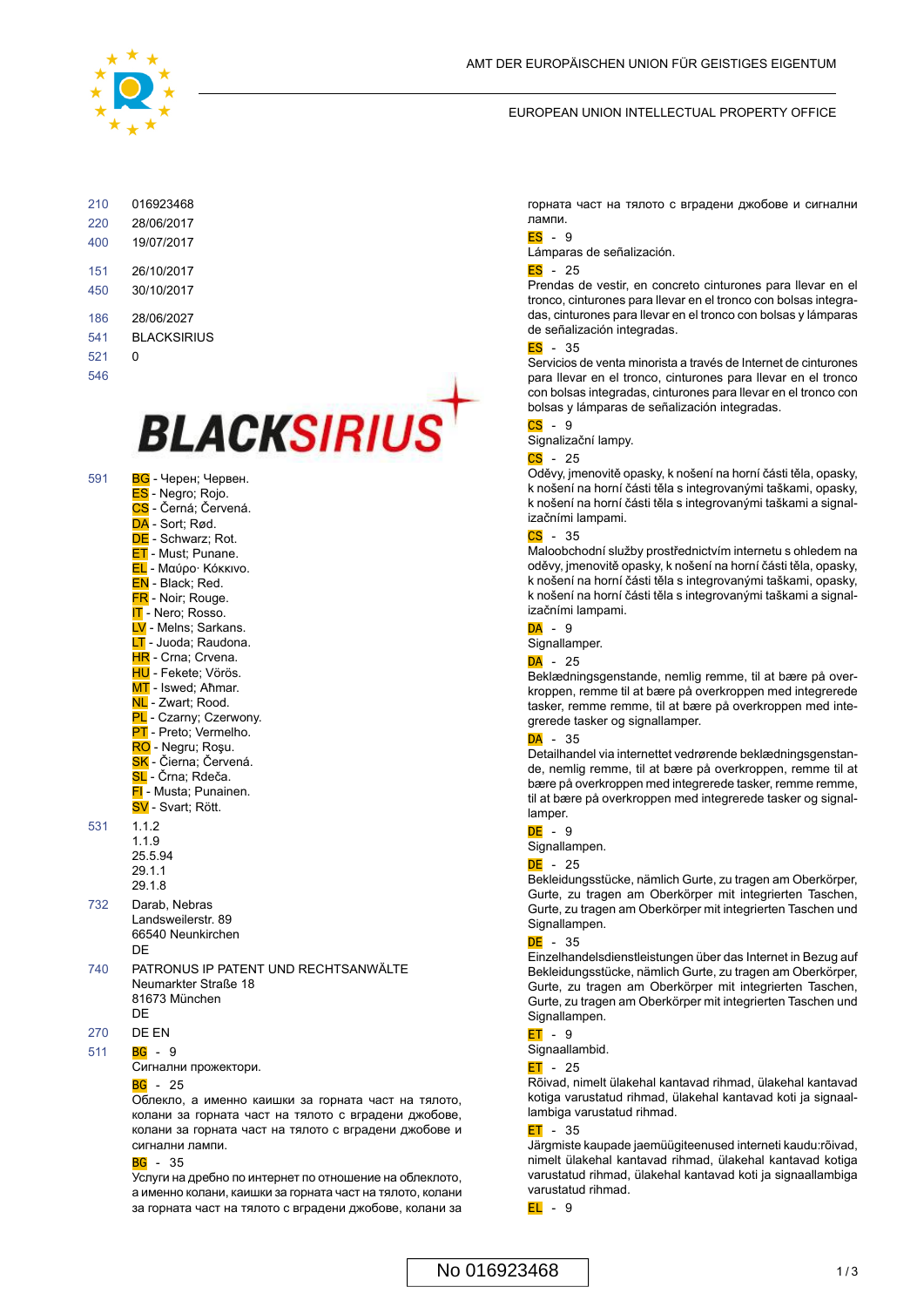AMT DER EUROPÄISCHEN UNION FÜR GEISTIGES EIGENTUM

EUROPEAN UNION INTELLECTUAL PROPERTY OFFICE

210 016923468

220 28/06/2017

400 19/07/2017

151 26/10/2017

450 30/10/2017

186 28/06/2027

541 BLACKSIRIUS

521 0

546

BLACKSIRIUS

591 BG - Черен; Червен.
ES - Negro; Rojo.
CS - Černá; Červená.
DA - Sort; Rød.
DE - Schwarz; Rot.
ET - Must; Punane.
EL - Μαύρο· Κόκκινο.
EN - Black; Red.
FR - Noir; Rouge.
IT - Nero; Rosso.
LV - Melns; Sarkans.
LT - Juoda; Raudona.
HR - Crna; Crvena.
HU - Fekete; Vörös.
MT - Iswed; Aħmar.
NL - Zwart; Rood.
PL - Czarny; Czerwony.
PT - Preto; Vermelho.
RO - Negru; Roşu.
SK - Čierna; Červená.
SL - Črna; Rdeča.
FI - Musta; Punainen.
SV - Svart; Rött.

531 1.1.2
1.1.9
25.5.94
29.1.1
29.1.8

732 Darab, Nebras
Landsweilerstr. 89
66540 Neunkirchen
DE

740 PATRONUS IP PATENT UND RECHTSANWÄLTE
Neumarkter Straße 18
81673 München
DE

270 DE EN

511 BG - 9
Сигнални прожектори.

BG - 25
Облекло, а именно каишки за горната част на тялото, колани за горната част на тялото с вградени джобове, колани за горната част на тялото с вградени джобове и сигнални лампи.

BG - 35
Услуги на дребно по интернет по отношение на облеклото, а именно колани, каишки за горната част на тялото, колани за горната част на тялото с вградени джобове, колани за горната част на тялото с вградени джобове и сигнални лампи.

ES - 9
Lámparas de señalización.

ES - 25
Prendas de vestir, en concreto cinturones para llevar en el tronco, cinturones para llevar en el tronco con bolsas integradas, cinturones para llevar en el tronco con bolsas y lámparas de señalización integradas.

ES - 35
Servicios de venta minorista a través de Internet de cinturones para llevar en el tronco, cinturones para llevar en el tronco con bolsas integradas, cinturones para llevar en el tronco con bolsas y lámparas de señalización integradas.

CS - 9
Signalizační lampy.

CS - 25
Oděvy, jmenovitě opasky, k nošení na horní části těla, opasky, k nošení na horní části těla s integrovanými taškami, opasky, k nošení na horní části těla s integrovanými taškami a signalizačními lampami.

CS - 35
Maloobchodní služby prostřednictvím internetu s ohledem na oděvy, jmenovitě opasky, k nošení na horní části těla, opasky, k nošení na horní části těla s integrovanými taškami, opasky, k nošení na horní části těla s integrovanými taškami a signalizačními lampami.

DA - 9
Signallamper.

DA - 25
Beklædningsgenstande, nemlig remme, til at bære på overkroppen, remme til at bære på overkroppen med integrerede tasker, remme remme, til at bære på overkroppen med integrerede tasker og signallamper.

DA - 35
Detailhandel via internettet vedrørende beklædningsgenstande, nemlig remme, til at bære på overkroppen, remme til at bære på overkroppen med integrerede tasker, remme remme, til at bære på overkroppen med integrerede tasker og signallamper.

DE - 9
Signallampen.

DE - 25
Bekleidungsstücke, nämlich Gurte, zu tragen am Oberkörper, Gurte, zu tragen am Oberkörper mit integrierten Taschen, Gurte, zu tragen am Oberkörper mit integrierten Taschen und Signallampen.

DE - 35
Einzelhandelsdienstleistungen über das Internet in Bezug auf Bekleidungsstücke, nämlich Gurte, zu tragen am Oberkörper, Gurte, zu tragen am Oberkörper mit integrierten Taschen, Gurte, zu tragen am Oberkörper mit integrierten Taschen und Signallampen.

ET - 9
Signaallambid.

ET - 25
Rõivad, nimelt ülakehal kantavad rihmad, ülakehal kantavad kotiga varustatud rihmad, ülakehal kantavad koti ja signaallambiga varustatud rihmad.

ET - 35
Järgmiste kaupade jaemüügiteenused interneti kaudu:rõivad, nimelt ülakehal kantavad rihmad, ülakehal kantavad kotiga varustatud rihmad, ülakehal kantavad koti ja signaallambiga varustatud rihmad.

EL - 9

No 016923468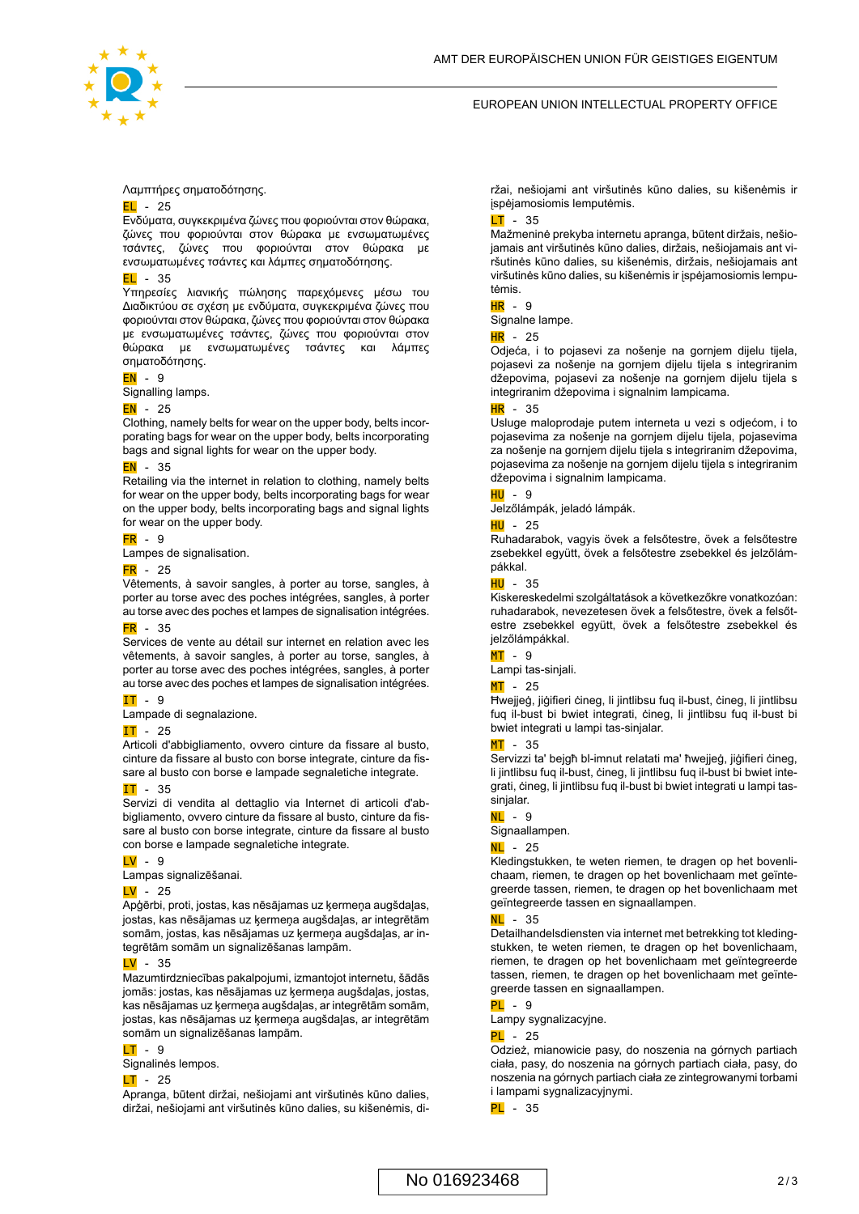Λαμπτήρες σηματοδότησης.

**EL** - 25
Ενδύματα, συγκεκριμένα ζώνες που φοριούνται στον θώρακα, ζώνες που φοριούνται στον θώρακα με ενσωματωμένες τσάντες, ζώνες που φοριούνται στον θώρακα με ενσωματωμένες τσάντες και λάμπες σηματοδότησης.

**EL** - 35
Υπηρεσίες λιανικής πώλησης παρεχόμενες μέσω του Διαδικτύου σε σχέση με ενδύματα, συγκεκριμένα ζώνες που φοριούνται στον θώρακα, ζώνες που φοριούνται στον θώρακα με ενσωματωμένες τσάντες, ζώνες που φοριούνται στον θώρακα με ενσωματωμένες τσάντες και λάμπες σηματοδότησης.

**EN** - 9
Signalling lamps.

**EN** - 25
Clothing, namely belts for wear on the upper body, belts incorporating bags for wear on the upper body, belts incorporating bags and signal lights for wear on the upper body.

**EN** - 35
Retailing via the internet in relation to clothing, namely belts for wear on the upper body, belts incorporating bags for wear on the upper body, belts incorporating bags and signal lights for wear on the upper body.

**FR** - 9
Lampes de signalisation.

**FR** - 25
Vêtements, à savoir sangles, à porter au torse, sangles, à porter au torse avec des poches intégrées, sangles, à porter au torse avec des poches et lampes de signalisation intégrées.

**FR** - 35
Services de vente au détail sur internet en relation avec les vêtements, à savoir sangles, à porter au torse, sangles, à porter au torse avec des poches intégrées, sangles, à porter au torse avec des poches et lampes de signalisation intégrées.

**IT** - 9
Lampade di segnalazione.

**IT** - 25
Articoli d'abbigliamento, ovvero cinture da fissare al busto, cinture da fissare al busto con borse integrate, cinture da fissare al busto con borse e lampade segnaletiche integrate.

**IT** - 35
Servizi di vendita al dettaglio via Internet di articoli d'abbigliamento, ovvero cinture da fissare al busto, cinture da fissare al busto con borse integrate, cinture da fissare al busto con borse e lampade segnaletiche integrate.

**LV** - 9
Lampas signalizēšanai.

**LV** - 25
Apģērbi, proti, jostas, kas nēsājamas uz ķermeņa augšdaļas, jostas, kas nēsājamas uz ķermeņa augšdaļas, ar integrētām somām, jostas, kas nēsājamas uz ķermeņa augšdaļas, ar integrētām somām un signalizēšanas lampām.

**LV** - 35
Mazumtirdzniecības pakalpojumi, izmantojot internetu, šādās jomās: jostas, kas nēsājamas uz ķermeņa augšdaļas, jostas, kas nēsājamas uz ķermeņa augšdaļas, ar integrētām somām, jostas, kas nēsājamas uz ķermeņa augšdaļas, ar integrētām somām un signalizēšanas lampām.

**LT** - 9
Signalinės lempos.

**LT** - 25
Apranga, būtent diržai, nešiojami ant viršutinės kūno dalies, diržai, nešiojami ant viršutinės kūno dalies, su kišenėmis, diržai, nešiojami ant viršutinės kūno dalies, su kišenėmis ir įspėjamosiomis lemputėmis.

**LT** - 35
Mažmeninė prekyba internetu apranga, būtent diržais, nešiojamais ant viršutinės kūno dalies, diržais, nešiojamais ant viršutinės kūno dalies, su kišenėmis, diržais, nešiojamais ant viršutinės kūno dalies, su kišenėmis ir įspėjamosiomis lemputėmis.

**HR** - 9
Signalne lampe.

**HR** - 25
Odjeća, i to pojasevi za nošenje na gornjem dijelu tijela, pojasevi za nošenje na gornjem dijelu tijela s integriranim džepovima, pojasevi za nošenje na gornjem dijelu tijela s integriranim džepovima i signalnim lampicama.

**HR** - 35
Usluge maloprodaje putem interneta u vezi s odjećom, i to pojasevima za nošenje na gornjem dijelu tijela, pojasevima za nošenje na gornjem dijelu tijela s integriranim džepovima, pojasevima za nošenje na gornjem dijelu tijela s integriranim džepovima i signalnim lampicama.

**HU** - 9
Jelzőlámpák, jeladó lámpák.

**HU** - 25
Ruhadarabok, vagyis övek a felsőtestre, övek a felsőtestre zsebekkel együtt, övek a felsőtestre zsebekkel és jelzőlámpákkal.

**HU** - 35
Kiskereskedelmi szolgáltatások a következőkre vonatkozóan: ruhadarabok, nevezetesen övek a felsőtestre, övek a felsőtestre zsebekkel együtt, övek a felsőtestre zsebekkel és jelzőlámpákkal.

**MT** - 9
Lampi tas-sinjali.

**MT** - 25
Ħwejjeġ, jiġifieri ċineg, li jintlibsu fuq il-bust, ċineg, li jintlibsu fuq il-bust bi bwiet integrati, ċineg, li jintlibsu fuq il-bust bi bwiet integrati u lampi tas-sinjalar.

**MT** - 35
Servizzi ta' bejgħ bl-imnut relatati ma' ħwejjeġ, jiġifieri ċineg, li jintlibsu fuq il-bust, ċineg, li jintlibsu fuq il-bust bi bwiet integrati, ċineg, li jintlibsu fuq il-bust bi bwiet integrati u lampi tas-sinjalar.

**NL** - 9
Signaallampen.

**NL** - 25
Kledingstukken, te weten riemen, te dragen op het bovenlichaam, riemen, te dragen op het bovenlichaam met geïntegreerde tassen, riemen, te dragen op het bovenlichaam met geïntegreerde tassen en signaallampen.

**NL** - 35
Detailhandelsdiensten via internet met betrekking tot kledingstukken, te weten riemen, te dragen op het bovenlichaam, riemen, te dragen op het bovenlichaam met geïntegreerde tassen, riemen, te dragen op het bovenlichaam met geïntegreerde tassen en signaallampen.

**PL** - 9
Lampy sygnalizacyjne.

**PL** - 25
Odzież, mianowicie pasy, do noszenia na górnych partiach ciała, pasy, do noszenia na górnych partiach ciała, pasy, do noszenia na górnych partiach ciała ze zintegrowanymi torbami i lampami sygnalizacyjnymi.

**PL** - 35

No 016923468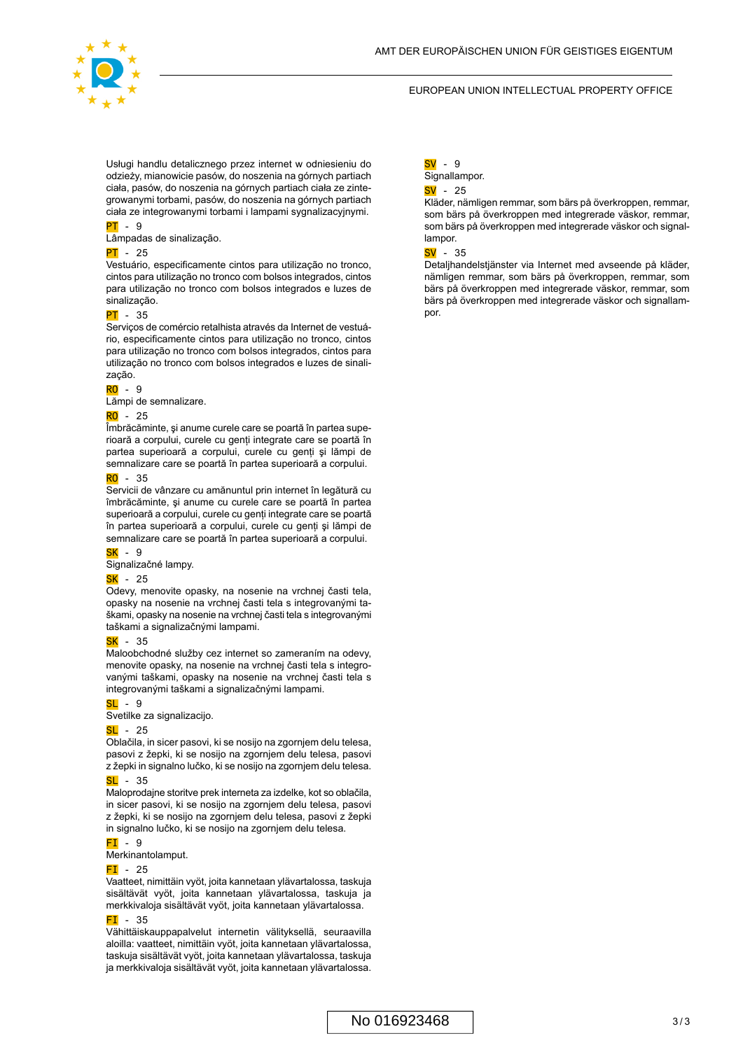Usługi handlu detalicznego przez internet w odniesieniu do odzieży, mianowicie pasów, do noszenia na górnych partiach ciała, pasów, do noszenia na górnych partiach ciała ze zintegrowanymi torbami, pasów, do noszenia na górnych partiach ciała ze integrowanymi torbami i lampami sygnalizacyjnymi.

PT - 9
Lâmpadas de sinalização.

PT - 25
Vestuário, especificamente cintos para utilização no tronco, cintos para utilização no tronco com bolsos integrados, cintos para utilização no tronco com bolsos integrados e luzes de sinalização.

PT - 35
Serviços de comércio retalhista através da Internet de vestuário, especificamente cintos para utilização no tronco, cintos para utilização no tronco com bolsos integrados, cintos para utilização no tronco com bolsos integrados e luzes de sinalização.

RO - 9
Lămpi de semnalizare.

RO - 25
Îmbrăcăminte, şi anume curele care se poartă în partea superioară a corpului, curele cu genți integrate care se poartă în partea superioară a corpului, curele cu genți şi lămpi de semnalizare care se poartă în partea superioară a corpului.

RO - 35
Servicii de vânzare cu amănuntul prin internet în legătură cu îmbrăcăminte, şi anume cu curele care se poartă în partea superioară a corpului, curele cu genți integrate care se poartă în partea superioară a corpului, curele cu genți şi lămpi de semnalizare care se poartă în partea superioară a corpului.

SK - 9
Signalizačné lampy.

SK - 25
Odevy, menovite opasky, na nosenie na vrchnej časti tela, opasky na nosenie na vrchnej časti tela s integrovanými taškami, opasky na nosenie na vrchnej časti tela s integrovanými taškami a signalizačnými lampami.

SK - 35
Maloobchodné služby cez internet so zameraním na odevy, menovite opasky, na nosenie na vrchnej časti tela s integrovanými taškami, opasky na nosenie na vrchnej časti tela s integrovanými taškami a signalizačnými lampami.

SL - 9
Svetilke za signalizacijo.

SL - 25
Oblačila, in sicer pasovi, ki se nosijo na zgornjem delu telesa, pasovi z žepki, ki se nosijo na zgornjem delu telesa, pasovi z žepki in signalno lučko, ki se nosijo na zgornjem delu telesa.

SL - 35
Maloprodajne storitve prek interneta za izdelke, kot so oblačila, in sicer pasovi, ki se nosijo na zgornjem delu telesa, pasovi z žepki, ki se nosijo na zgornjem delu telesa, pasovi z žepki in signalno lučko, ki se nosijo na zgornjem delu telesa.

FI - 9
Merkinantolamput.

FI - 25
Vaatteet, nimittäin vyöt, joita kannetaan ylävartalossa, taskuja sisältävät vyöt, joita kannetaan ylävartalossa, taskuja ja merkkivaloja sisältävät vyöt, joita kannetaan ylävartalossa.

FI - 35
Vähittäiskauppapalvelut internetin välityksellä, seuraavilla aloilla: vaatteet, nimittäin vyöt, joita kannetaan ylävartalossa, taskuja sisältävät vyöt, joita kannetaan ylävartalossa, taskuja ja merkkivaloja sisältävät vyöt, joita kannetaan ylävartalossa.

SV - 9
Signallampor.

SV - 25
Kläder, nämligen remmar, som bärs på överkroppen, remmar, som bärs på överkroppen med integrerade väskor, remmar, som bärs på överkroppen med integrerade väskor och signallampor.

SV - 35
Detaljhandelstjänster via Internet med avseende på kläder, nämligen remmar, som bärs på överkroppen, remmar, som bärs på överkroppen med integrerade väskor, remmar, som bärs på överkroppen med integrerade väskor och signallampor.

No 016923468